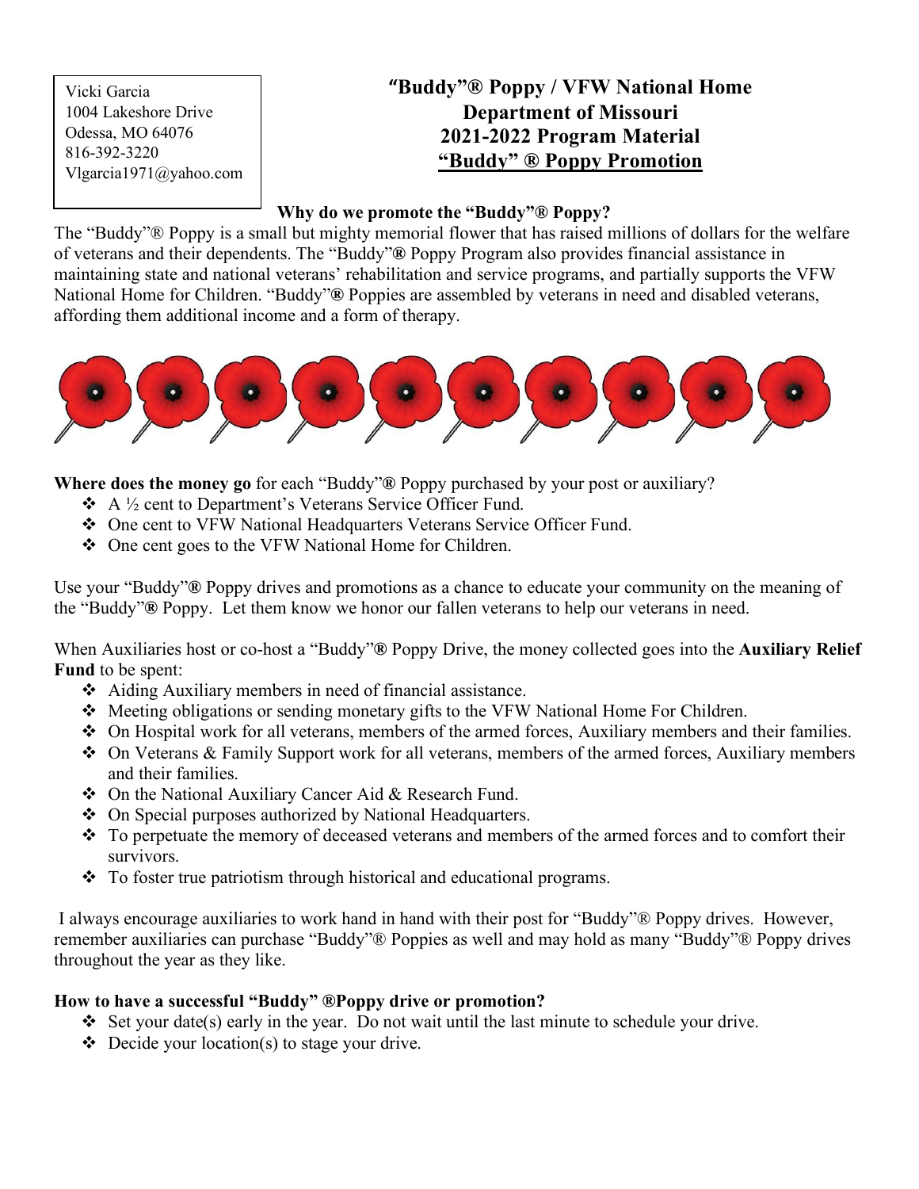Vicki Garcia
1004 Lakeshore Drive
Odessa, MO 64076
816-392-3220
Vlgarcia1971@yahoo.com

# "Buddy"® Poppy / VFW National Home
# Department of Missouri
# 2021-2022 Program Material
# "Buddy" ® Poppy Promotion

**Why do we promote the "Buddy"® Poppy?**

The "Buddy"® Poppy is a small but mighty memorial flower that has raised millions of dollars for the welfare of veterans and their dependents. The "Buddy"**®** Poppy Program also provides financial assistance in maintaining state and national veterans' rehabilitation and service programs, and partially supports the VFW National Home for Children. "Buddy"**®** Poppies are assembled by veterans in need and disabled veterans, affording them additional income and a form of therapy.

**Where does the money go** for each "Buddy"**®** Poppy purchased by your post or auxiliary?

- A ½ cent to Department's Veterans Service Officer Fund.
- One cent to VFW National Headquarters Veterans Service Officer Fund.
- One cent goes to the VFW National Home for Children.

Use your "Buddy"**®** Poppy drives and promotions as a chance to educate your community on the meaning of the "Buddy"**®** Poppy. Let them know we honor our fallen veterans to help our veterans in need.

When Auxiliaries host or co-host a "Buddy"**®** Poppy Drive, the money collected goes into the **Auxiliary Relief Fund** to be spent:

- Aiding Auxiliary members in need of financial assistance.
- Meeting obligations or sending monetary gifts to the VFW National Home For Children.
- On Hospital work for all veterans, members of the armed forces, Auxiliary members and their families.
- On Veterans & Family Support work for all veterans, members of the armed forces, Auxiliary members and their families.
- On the National Auxiliary Cancer Aid & Research Fund.
- On Special purposes authorized by National Headquarters.
- To perpetuate the memory of deceased veterans and members of the armed forces and to comfort their survivors.
- To foster true patriotism through historical and educational programs.

I always encourage auxiliaries to work hand in hand with their post for "Buddy"® Poppy drives. However, remember auxiliaries can purchase "Buddy"® Poppies as well and may hold as many "Buddy"® Poppy drives throughout the year as they like.

**How to have a successful "Buddy" ®Poppy drive or promotion?**

- Set your date(s) early in the year. Do not wait until the last minute to schedule your drive.
- Decide your location(s) to stage your drive.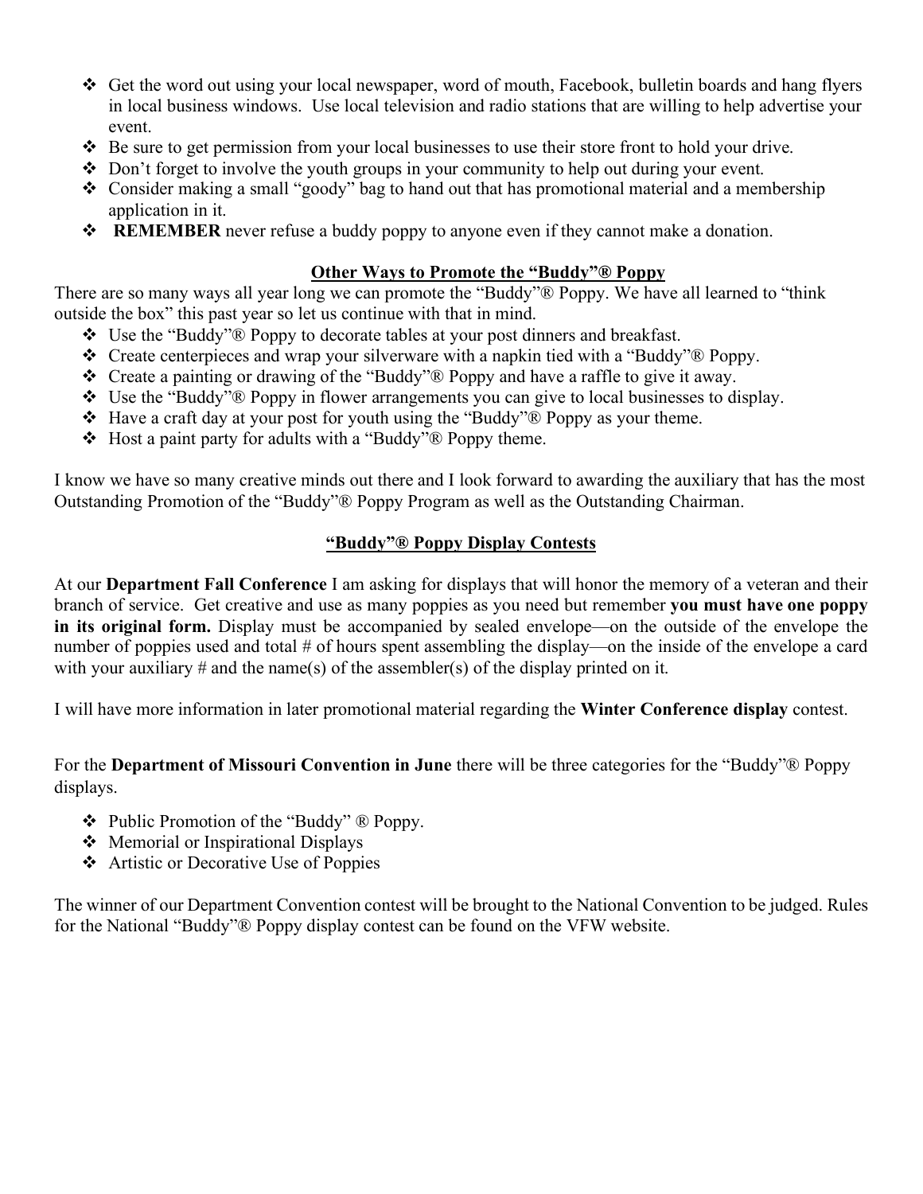- Get the word out using your local newspaper, word of mouth, Facebook, bulletin boards and hang flyers in local business windows. Use local television and radio stations that are willing to help advertise your event.
- Be sure to get permission from your local businesses to use their store front to hold your drive.
- Don't forget to involve the youth groups in your community to help out during your event.
- Consider making a small "goody" bag to hand out that has promotional material and a membership application in it.
- **REMEMBER** never refuse a buddy poppy to anyone even if they cannot make a donation.

## Other Ways to Promote the "Buddy"® Poppy

There are so many ways all year long we can promote the "Buddy"® Poppy. We have all learned to "think outside the box" this past year so let us continue with that in mind.

- Use the "Buddy"® Poppy to decorate tables at your post dinners and breakfast.
- Create centerpieces and wrap your silverware with a napkin tied with a "Buddy"® Poppy.
- Create a painting or drawing of the "Buddy"® Poppy and have a raffle to give it away.
- Use the "Buddy"® Poppy in flower arrangements you can give to local businesses to display.
- Have a craft day at your post for youth using the "Buddy"® Poppy as your theme.
- Host a paint party for adults with a "Buddy"® Poppy theme.

I know we have so many creative minds out there and I look forward to awarding the auxiliary that has the most Outstanding Promotion of the "Buddy"® Poppy Program as well as the Outstanding Chairman.

## "Buddy"® Poppy Display Contests

At our **Department Fall Conference** I am asking for displays that will honor the memory of a veteran and their branch of service. Get creative and use as many poppies as you need but remember **you must have one poppy in its original form.** Display must be accompanied by sealed envelope—on the outside of the envelope the number of poppies used and total # of hours spent assembling the display—on the inside of the envelope a card with your auxiliary # and the name(s) of the assembler(s) of the display printed on it.

I will have more information in later promotional material regarding the **Winter Conference display** contest.

For the **Department of Missouri Convention in June** there will be three categories for the "Buddy"® Poppy displays.

- Public Promotion of the "Buddy" ® Poppy.
- Memorial or Inspirational Displays
- Artistic or Decorative Use of Poppies

The winner of our Department Convention contest will be brought to the National Convention to be judged. Rules for the National "Buddy"® Poppy display contest can be found on the VFW website.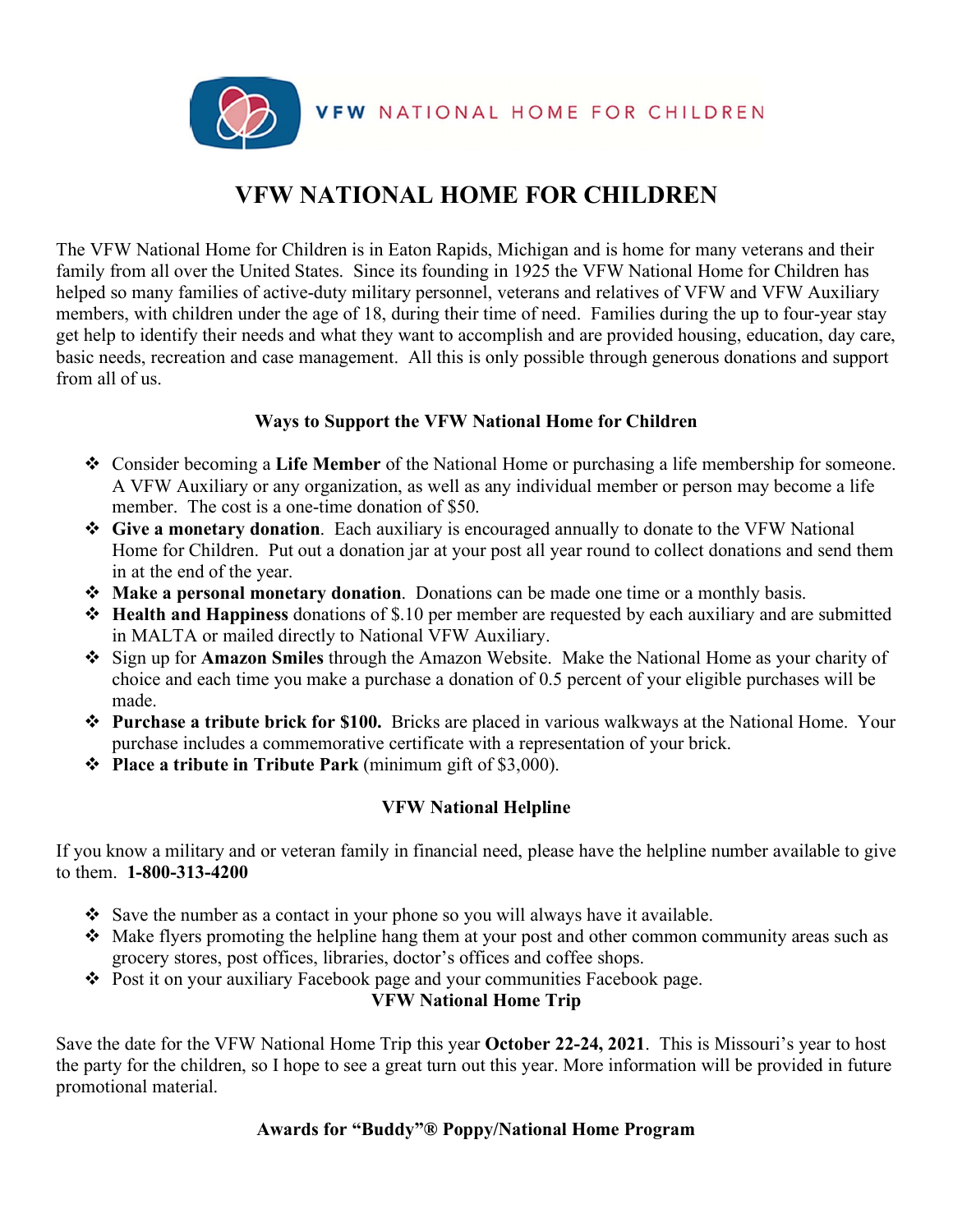VFW NATIONAL HOME FOR CHILDREN

# VFW NATIONAL HOME FOR CHILDREN

The VFW National Home for Children is in Eaton Rapids, Michigan and is home for many veterans and their family from all over the United States. Since its founding in 1925 the VFW National Home for Children has helped so many families of active-duty military personnel, veterans and relatives of VFW and VFW Auxiliary members, with children under the age of 18, during their time of need. Families during the up to four-year stay get help to identify their needs and what they want to accomplish and are provided housing, education, day care, basic needs, recreation and case management. All this is only possible through generous donations and support from all of us.

### Ways to Support the VFW National Home for Children

- Consider becoming a **Life Member** of the National Home or purchasing a life membership for someone. A VFW Auxiliary or any organization, as well as any individual member or person may become a life member. The cost is a one-time donation of $50.
- **Give a monetary donation**. Each auxiliary is encouraged annually to donate to the VFW National Home for Children. Put out a donation jar at your post all year round to collect donations and send them in at the end of the year.
- **Make a personal monetary donation**. Donations can be made one time or a monthly basis.
- **Health and Happiness** donations of $.10 per member are requested by each auxiliary and are submitted in MALTA or mailed directly to National VFW Auxiliary.
- Sign up for **Amazon Smiles** through the Amazon Website. Make the National Home as your charity of choice and each time you make a purchase a donation of 0.5 percent of your eligible purchases will be made.
- **Purchase a tribute brick for $100.** Bricks are placed in various walkways at the National Home. Your purchase includes a commemorative certificate with a representation of your brick.
- **Place a tribute in Tribute Park** (minimum gift of $3,000).

### VFW National Helpline

If you know a military and or veteran family in financial need, please have the helpline number available to give to them. **1-800-313-4200**

- Save the number as a contact in your phone so you will always have it available.
- Make flyers promoting the helpline hang them at your post and other common community areas such as grocery stores, post offices, libraries, doctor's offices and coffee shops.
- Post it on your auxiliary Facebook page and your communities Facebook page.

### VFW National Home Trip

Save the date for the VFW National Home Trip this year **October 22-24, 2021**. This is Missouri's year to host the party for the children, so I hope to see a great turn out this year. More information will be provided in future promotional material.

### Awards for "Buddy"® Poppy/National Home Program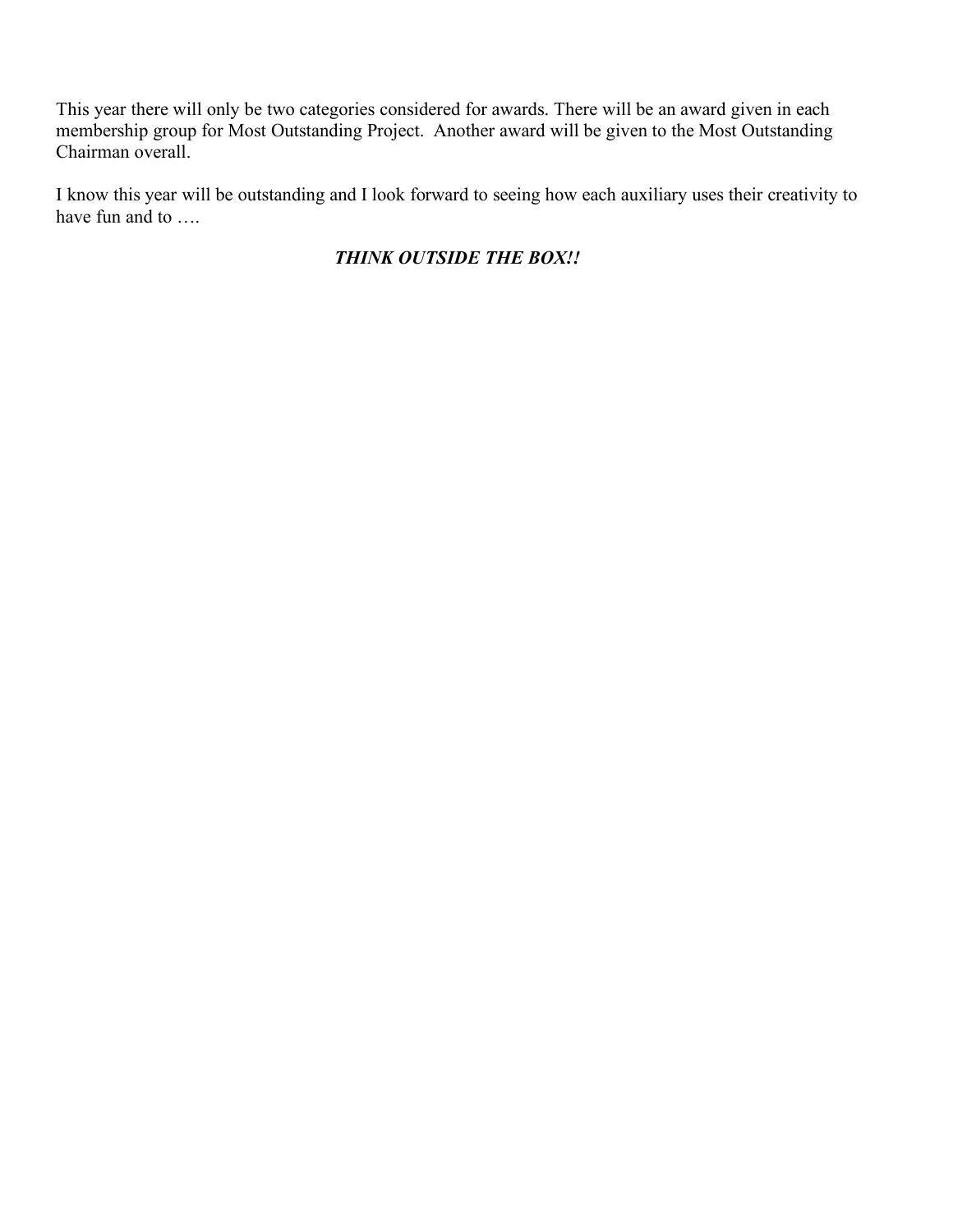This year there will only be two categories considered for awards. There will be an award given in each membership group for Most Outstanding Project. Another award will be given to the Most Outstanding Chairman overall.

I know this year will be outstanding and I look forward to seeing how each auxiliary uses their creativity to have fun and to ….

***THINK OUTSIDE THE BOX!!***